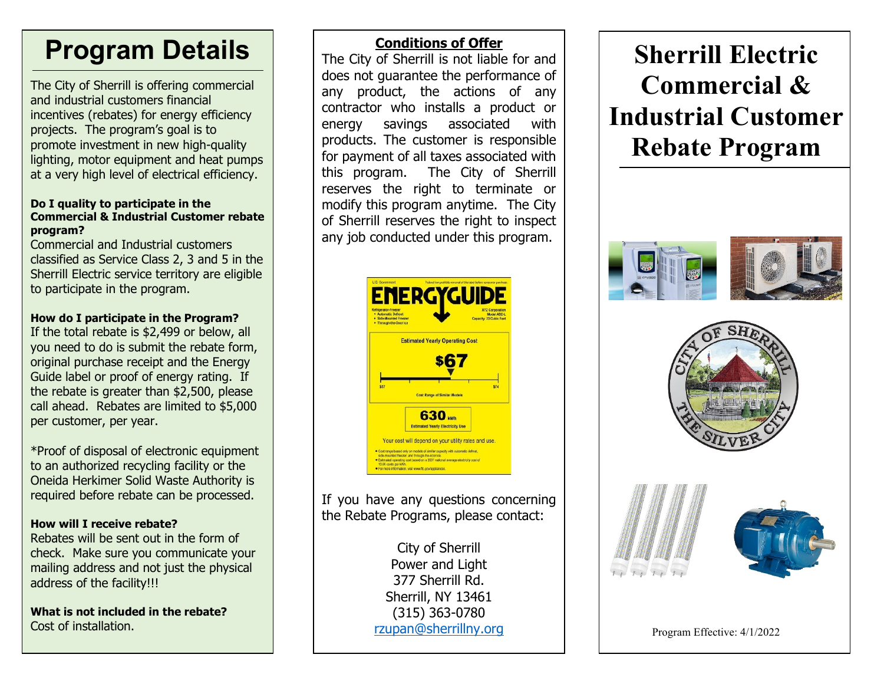# Program Details

The City of Sherrill is offering commercial and industrial customers financial incentives (rebates) for energy efficiency projects. The program's goal is to promote investment in new high-quality lighting, motor equipment and heat pumps at a very high level of electrical efficiency.

**Do I quality to participate in the Commercial & Industrial Customer rebate program?**

Commercial and Industrial customers classified as Service Class 2, 3 and 5 in the Sherrill Electric service territory are eligible to participate in the program.

**How do I participate in the Program?**

If the total rebate is $2,499 or below, all you need to do is submit the rebate form, original purchase receipt and the Energy Guide label or proof of energy rating. If the rebate is greater than $2,500, please call ahead. Rebates are limited to $5,000 per customer, per year.

*Proof of disposal of electronic equipment to an authorized recycling facility or the Oneida Herkimer Solid Waste Authority is required before rebate can be processed.

**How will I receive rebate?**

Rebates will be sent out in the form of check. Make sure you communicate your mailing address and not just the physical address of the facility!!!

**What is not included in the rebate?**

Cost of installation.

**Conditions of Offer**

The City of Sherrill is not liable for and does not guarantee the performance of any product, the actions of any contractor who installs a product or energy savings associated with products. The customer is responsible for payment of all taxes associated with this program. The City of Sherrill reserves the right to terminate or modify this program anytime. The City of Sherrill reserves the right to inspect any job conducted under this program.

If you have any questions concerning the Rebate Programs, please contact:

City of Sherrill
Power and Light
377 Sherrill Rd.
Sherrill, NY 13461
(315) 363-0780
rzupan@sherrillny.org

# Sherrill Electric Commercial & Industrial Customer Rebate Program

Program Effective: 4/1/2022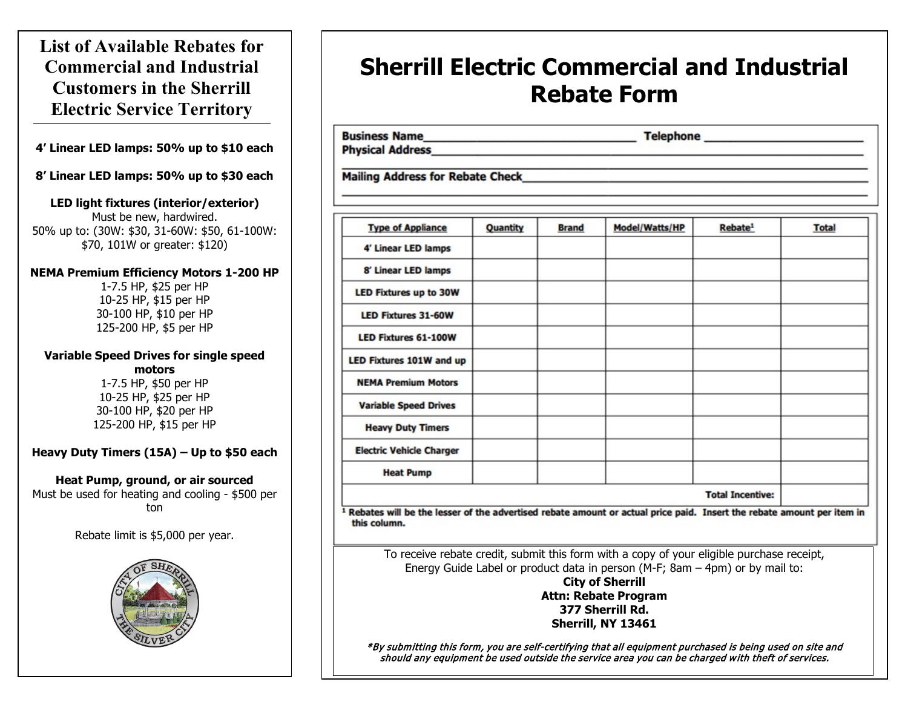# List of Available Rebates for Commercial and Industrial Customers in the Sherrill Electric Service Territory

**4' Linear LED lamps: 50% up to $10 each**

**8' Linear LED lamps: 50% up to $30 each**

**LED light fixtures (interior/exterior)**
Must be new, hardwired.
50% up to: (30W: $30, 31-60W: $50, 61-100W: $70, 101W or greater: $120)

**NEMA Premium Efficiency Motors 1-200 HP**
1-7.5 HP, $25 per HP
10-25 HP, $15 per HP
30-100 HP, $10 per HP
125-200 HP, $5 per HP

**Variable Speed Drives for single speed motors**
1-7.5 HP, $50 per HP
10-25 HP, $25 per HP
30-100 HP, $20 per HP
125-200 HP, $15 per HP

**Heavy Duty Timers (15A) – Up to $50 each**

**Heat Pump, ground, or air sourced**
Must be used for heating and cooling - $500 per ton

Rebate limit is $5,000 per year.

# Sherrill Electric Commercial and Industrial Rebate Form

**Business Name**_______________________ **Telephone** _______________________
**Physical Address**_______________________________________________
_______________________________________________
**Mailing Address for Rebate Check**_______________________________________________
_______________________________________________

| Type of Appliance | Quantity | Brand | Model/Watts/HP | Rebate[1] | Total |
|---|---|---|---|---|---|
| 4' Linear LED lamps | | | | | |
| 8' Linear LED lamps | | | | | |
| LED Fixtures up to 30W | | | | | |
| LED Fixtures 31-60W | | | | | |
| LED Fixtures 61-100W | | | | | |
| LED Fixtures 101W and up | | | | | |
| NEMA Premium Motors | | | | | |
| Variable Speed Drives | | | | | |
| Heavy Duty Timers | | | | | |
| Electric Vehicle Charger | | | | | |
| Heat Pump | | | | | |
| | | | | Total Incentive: | |

[1] Rebates will be the lesser of the advertised rebate amount or actual price paid. Insert the rebate amount per item in this column.

To receive rebate credit, submit this form with a copy of your eligible purchase receipt, Energy Guide Label or product data in person (M-F; 8am – 4pm) or by mail to:

**City of Sherrill**
**Attn: Rebate Program**
**377 Sherrill Rd.**
**Sherrill, NY 13461**

***By submitting this form, you are self-certifying that all equipment purchased is being used on site and should any equipment be used outside the service area you can be charged with theft of services.***